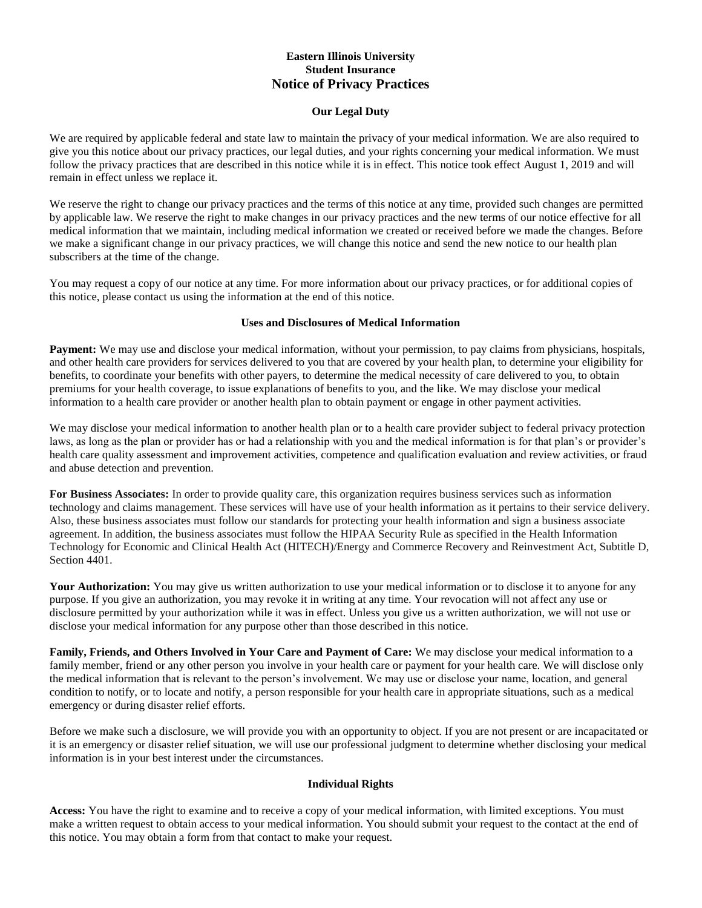# Eastern Illinois University
## Student Insurance
## Notice of Privacy Practices

### Our Legal Duty

We are required by applicable federal and state law to maintain the privacy of your medical information. We are also required to give you this notice about our privacy practices, our legal duties, and your rights concerning your medical information. We must follow the privacy practices that are described in this notice while it is in effect. This notice took effect August 1, 2019 and will remain in effect unless we replace it.

We reserve the right to change our privacy practices and the terms of this notice at any time, provided such changes are permitted by applicable law. We reserve the right to make changes in our privacy practices and the new terms of our notice effective for all medical information that we maintain, including medical information we created or received before we made the changes. Before we make a significant change in our privacy practices, we will change this notice and send the new notice to our health plan subscribers at the time of the change.

You may request a copy of our notice at any time. For more information about our privacy practices, or for additional copies of this notice, please contact us using the information at the end of this notice.

### Uses and Disclosures of Medical Information

**Payment:** We may use and disclose your medical information, without your permission, to pay claims from physicians, hospitals, and other health care providers for services delivered to you that are covered by your health plan, to determine your eligibility for benefits, to coordinate your benefits with other payers, to determine the medical necessity of care delivered to you, to obtain premiums for your health coverage, to issue explanations of benefits to you, and the like. We may disclose your medical information to a health care provider or another health plan to obtain payment or engage in other payment activities.

We may disclose your medical information to another health plan or to a health care provider subject to federal privacy protection laws, as long as the plan or provider has or had a relationship with you and the medical information is for that plan's or provider's health care quality assessment and improvement activities, competence and qualification evaluation and review activities, or fraud and abuse detection and prevention.

**For Business Associates:** In order to provide quality care, this organization requires business services such as information technology and claims management. These services will have use of your health information as it pertains to their service delivery. Also, these business associates must follow our standards for protecting your health information and sign a business associate agreement. In addition, the business associates must follow the HIPAA Security Rule as specified in the Health Information Technology for Economic and Clinical Health Act (HITECH)/Energy and Commerce Recovery and Reinvestment Act, Subtitle D, Section 4401.

**Your Authorization:** You may give us written authorization to use your medical information or to disclose it to anyone for any purpose. If you give an authorization, you may revoke it in writing at any time. Your revocation will not affect any use or disclosure permitted by your authorization while it was in effect. Unless you give us a written authorization, we will not use or disclose your medical information for any purpose other than those described in this notice.

**Family, Friends, and Others Involved in Your Care and Payment of Care:** We may disclose your medical information to a family member, friend or any other person you involve in your health care or payment for your health care. We will disclose only the medical information that is relevant to the person's involvement. We may use or disclose your name, location, and general condition to notify, or to locate and notify, a person responsible for your health care in appropriate situations, such as a medical emergency or during disaster relief efforts.

Before we make such a disclosure, we will provide you with an opportunity to object. If you are not present or are incapacitated or it is an emergency or disaster relief situation, we will use our professional judgment to determine whether disclosing your medical information is in your best interest under the circumstances.

### Individual Rights

**Access:** You have the right to examine and to receive a copy of your medical information, with limited exceptions. You must make a written request to obtain access to your medical information. You should submit your request to the contact at the end of this notice. You may obtain a form from that contact to make your request.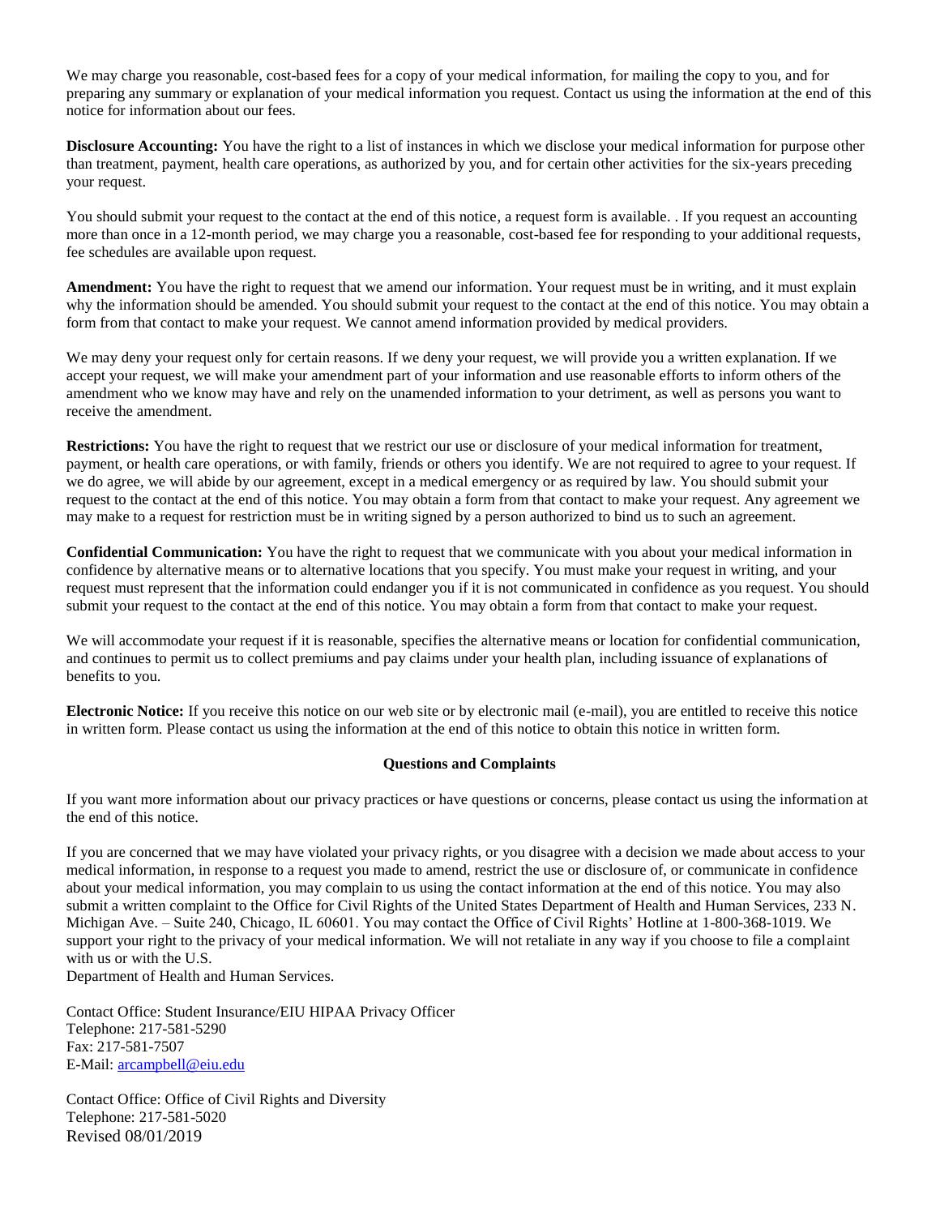We may charge you reasonable, cost-based fees for a copy of your medical information, for mailing the copy to you, and for preparing any summary or explanation of your medical information you request. Contact us using the information at the end of this notice for information about our fees.

**Disclosure Accounting:** You have the right to a list of instances in which we disclose your medical information for purpose other than treatment, payment, health care operations, as authorized by you, and for certain other activities for the six-years preceding your request.

You should submit your request to the contact at the end of this notice, a request form is available. . If you request an accounting more than once in a 12-month period, we may charge you a reasonable, cost-based fee for responding to your additional requests, fee schedules are available upon request.

**Amendment:** You have the right to request that we amend our information. Your request must be in writing, and it must explain why the information should be amended. You should submit your request to the contact at the end of this notice. You may obtain a form from that contact to make your request. We cannot amend information provided by medical providers.

We may deny your request only for certain reasons. If we deny your request, we will provide you a written explanation. If we accept your request, we will make your amendment part of your information and use reasonable efforts to inform others of the amendment who we know may have and rely on the unamended information to your detriment, as well as persons you want to receive the amendment.

**Restrictions:** You have the right to request that we restrict our use or disclosure of your medical information for treatment, payment, or health care operations, or with family, friends or others you identify. We are not required to agree to your request. If we do agree, we will abide by our agreement, except in a medical emergency or as required by law. You should submit your request to the contact at the end of this notice. You may obtain a form from that contact to make your request. Any agreement we may make to a request for restriction must be in writing signed by a person authorized to bind us to such an agreement.

**Confidential Communication:** You have the right to request that we communicate with you about your medical information in confidence by alternative means or to alternative locations that you specify. You must make your request in writing, and your request must represent that the information could endanger you if it is not communicated in confidence as you request. You should submit your request to the contact at the end of this notice. You may obtain a form from that contact to make your request.

We will accommodate your request if it is reasonable, specifies the alternative means or location for confidential communication, and continues to permit us to collect premiums and pay claims under your health plan, including issuance of explanations of benefits to you.

**Electronic Notice:** If you receive this notice on our web site or by electronic mail (e-mail), you are entitled to receive this notice in written form. Please contact us using the information at the end of this notice to obtain this notice in written form.

## Questions and Complaints

If you want more information about our privacy practices or have questions or concerns, please contact us using the information at the end of this notice.

If you are concerned that we may have violated your privacy rights, or you disagree with a decision we made about access to your medical information, in response to a request you made to amend, restrict the use or disclosure of, or communicate in confidence about your medical information, you may complain to us using the contact information at the end of this notice. You may also submit a written complaint to the Office for Civil Rights of the United States Department of Health and Human Services, 233 N. Michigan Ave. – Suite 240, Chicago, IL 60601. You may contact the Office of Civil Rights' Hotline at 1-800-368-1019. We support your right to the privacy of your medical information. We will not retaliate in any way if you choose to file a complaint with us or with the U.S.
Department of Health and Human Services.

Contact Office: Student Insurance/EIU HIPAA Privacy Officer
Telephone: 217-581-5290
Fax: 217-581-7507
E-Mail: [arcampbell@eiu.edu](mailto:arcampbell@eiu.edu)

Contact Office: Office of Civil Rights and Diversity
Telephone: 217-581-5020
Revised 08/01/2019